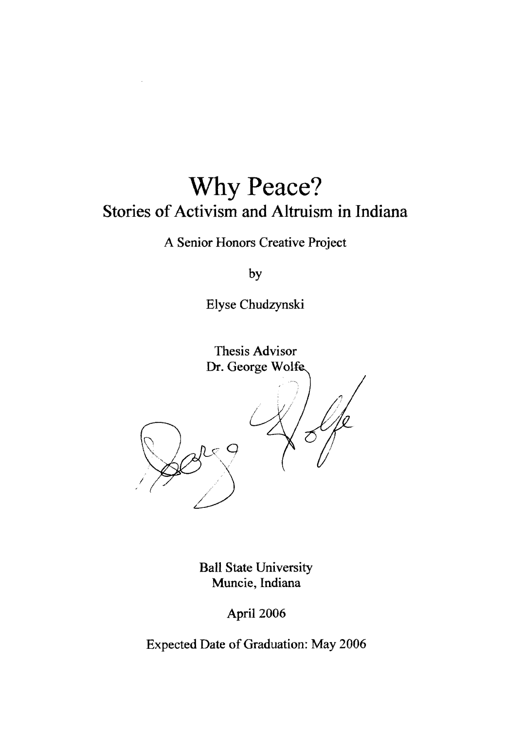# Why Peace?

## Stories of Activism and Altruism in Indiana

A Senior Honors Creative Project

by

Elyse Chudzynski

Thesis Advisor

Dr. George Wolfe

Ball State University

Muncie, Indiana

April 2006

Expected Date of Graduation: May 2006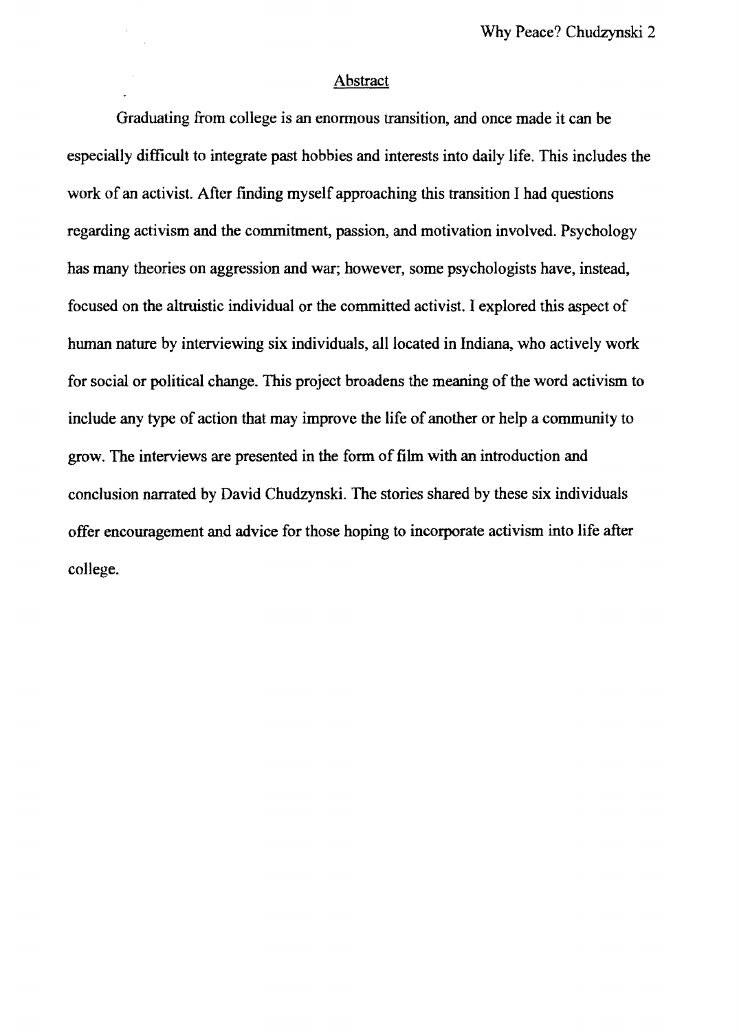## Abstract

Graduating from college is an enormous transition, and once made it can be especially difficult to integrate past hobbies and interests into daily life. This includes the work of an activist. After finding myself approaching this transition I had questions regarding activism and the commitment, passion, and motivation involved. Psychology has many theories on aggression and war; however, some psychologists have, instead, focused on the altruistic individual or the committed activist. I explored this aspect of human nature by interviewing six individuals, all located in Indiana, who actively work for social or political change. This project broadens the meaning of the word activism to include any type of action that may improve the life of another or help a community to grow. The interviews are presented in the form of film with an introduction and conclusion narrated by David Chudzynski. The stories shared by these six individuals offer encouragement and advice for those hoping to incorporate activism into life after college.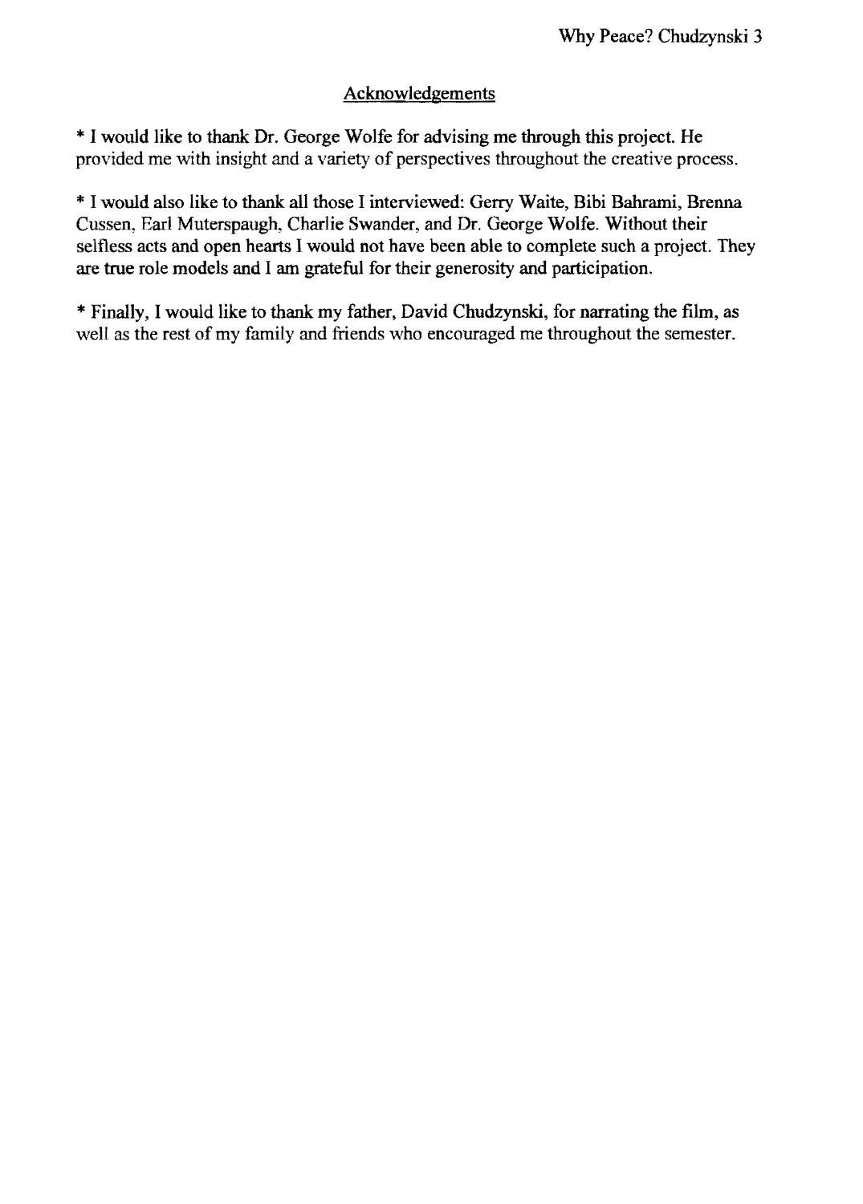## Acknowledgements

* I would like to thank Dr. George Wolfe for advising me through this project. He provided me with insight and a variety of perspectives throughout the creative process.

* I would also like to thank all those I interviewed: Gerry Waite, Bibi Bahrami, Brenna Cussen, Earl Muterspaugh, Charlie Swander, and Dr. George Wolfe. Without their selfless acts and open hearts I would not have been able to complete such a project. They are true role models and I am grateful for their generosity and participation.

* Finally, I would like to thank my father, David Chudzynski, for narrating the film, as well as the rest of my family and friends who encouraged me throughout the semester.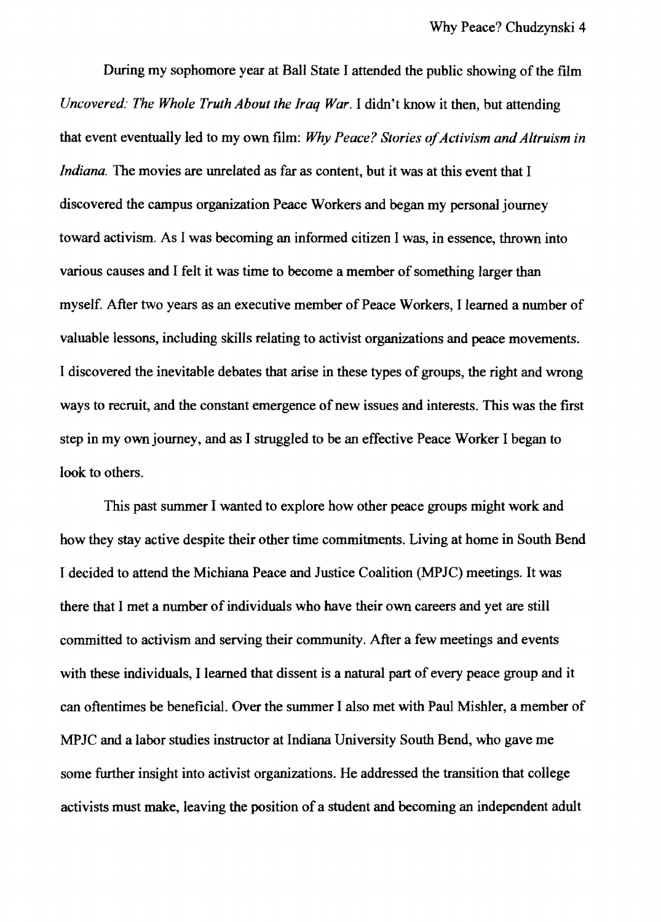During my sophomore year at Ball State I attended the public showing of the film *Uncovered: The Whole Truth About the Iraq War*. I didn't know it then, but attending that event eventually led to my own film: *Why Peace? Stories of Activism and Altruism in Indiana.* The movies are unrelated as far as content, but it was at this event that I discovered the campus organization Peace Workers and began my personal journey toward activism. As I was becoming an informed citizen I was, in essence, thrown into various causes and I felt it was time to become a member of something larger than myself. After two years as an executive member of Peace Workers, I learned a number of valuable lessons, including skills relating to activist organizations and peace movements. I discovered the inevitable debates that arise in these types of groups, the right and wrong ways to recruit, and the constant emergence of new issues and interests. This was the first step in my own journey, and as I struggled to be an effective Peace Worker I began to look to others.

This past summer I wanted to explore how other peace groups might work and how they stay active despite their other time commitments. Living at home in South Bend I decided to attend the Michiana Peace and Justice Coalition (MPJC) meetings. It was there that I met a number of individuals who have their own careers and yet are still committed to activism and serving their community. After a few meetings and events with these individuals, I learned that dissent is a natural part of every peace group and it can oftentimes be beneficial. Over the summer I also met with Paul Mishler, a member of MPJC and a labor studies instructor at Indiana University South Bend, who gave me some further insight into activist organizations. He addressed the transition that college activists must make, leaving the position of a student and becoming an independent adult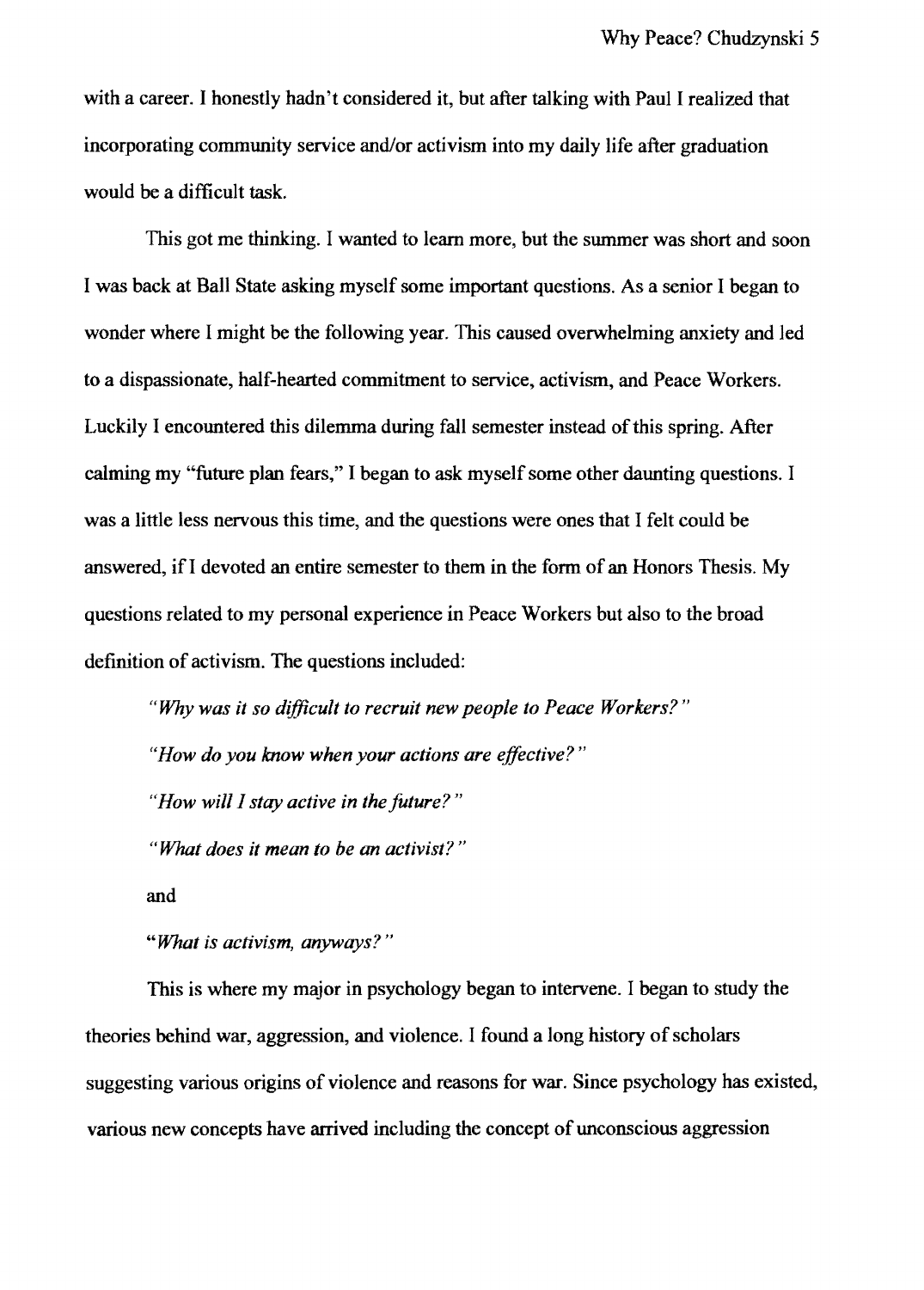with a career. I honestly hadn't considered it, but after talking with Paul I realized that incorporating community service and/or activism into my daily life after graduation would be a difficult task.

This got me thinking. I wanted to learn more, but the summer was short and soon I was back at Ball State asking myself some important questions. As a senior I began to wonder where I might be the following year. This caused overwhelming anxiety and led to a dispassionate, half-hearted commitment to service, activism, and Peace Workers. Luckily I encountered this dilemma during fall semester instead of this spring. After calming my "future plan fears," I began to ask myself some other daunting questions. I was a little less nervous this time, and the questions were ones that I felt could be answered, if I devoted an entire semester to them in the form of an Honors Thesis. My questions related to my personal experience in Peace Workers but also to the broad definition of activism. The questions included:

*"Why was it so difficult to recruit new people to Peace Workers?"*

*"How do you know when your actions are effective?"*

*"How will I stay active in the future?"*

*"What does it mean to be an activist?"*

and

*"What is activism, anyways?"*

This is where my major in psychology began to intervene. I began to study the theories behind war, aggression, and violence. I found a long history of scholars suggesting various origins of violence and reasons for war. Since psychology has existed, various new concepts have arrived including the concept of unconscious aggression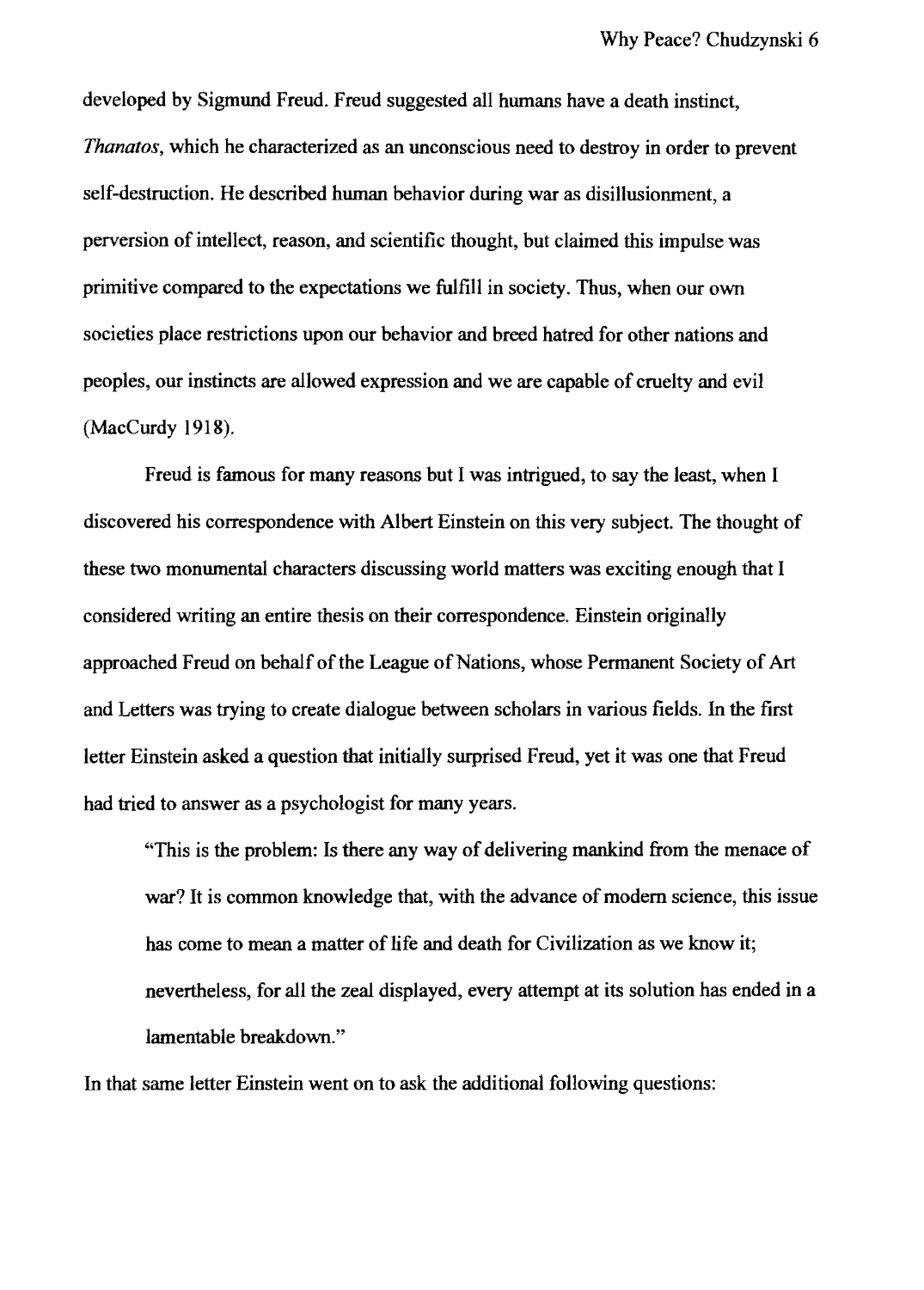developed by Sigmund Freud. Freud suggested all humans have a death instinct, *Thanatos*, which he characterized as an unconscious need to destroy in order to prevent self-destruction. He described human behavior during war as disillusionment, a perversion of intellect, reason, and scientific thought, but claimed this impulse was primitive compared to the expectations we fulfill in society. Thus, when our own societies place restrictions upon our behavior and breed hatred for other nations and peoples, our instincts are allowed expression and we are capable of cruelty and evil (MacCurdy 1918).

Freud is famous for many reasons but I was intrigued, to say the least, when I discovered his correspondence with Albert Einstein on this very subject. The thought of these two monumental characters discussing world matters was exciting enough that I considered writing an entire thesis on their correspondence. Einstein originally approached Freud on behalf of the League of Nations, whose Permanent Society of Art and Letters was trying to create dialogue between scholars in various fields. In the first letter Einstein asked a question that initially surprised Freud, yet it was one that Freud had tried to answer as a psychologist for many years.

> "This is the problem: Is there any way of delivering mankind from the menace of war? It is common knowledge that, with the advance of modern science, this issue has come to mean a matter of life and death for Civilization as we know it; nevertheless, for all the zeal displayed, every attempt at its solution has ended in a lamentable breakdown."

In that same letter Einstein went on to ask the additional following questions: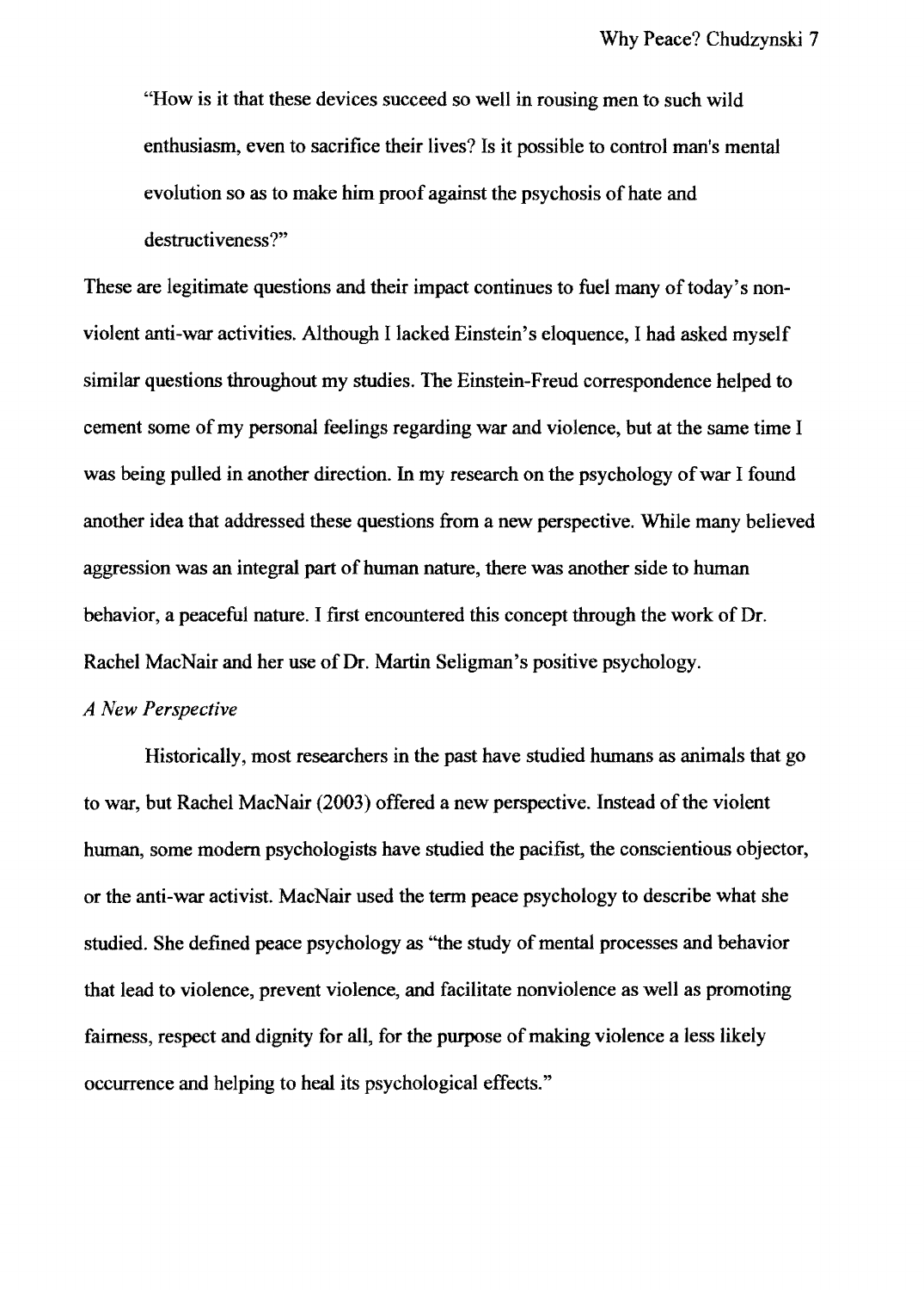> "How is it that these devices succeed so well in rousing men to such wild enthusiasm, even to sacrifice their lives? Is it possible to control man's mental evolution so as to make him proof against the psychosis of hate and destructiveness?"

These are legitimate questions and their impact continues to fuel many of today's non-violent anti-war activities. Although I lacked Einstein's eloquence, I had asked myself similar questions throughout my studies. The Einstein-Freud correspondence helped to cement some of my personal feelings regarding war and violence, but at the same time I was being pulled in another direction. In my research on the psychology of war I found another idea that addressed these questions from a new perspective. While many believed aggression was an integral part of human nature, there was another side to human behavior, a peaceful nature. I first encountered this concept through the work of Dr. Rachel MacNair and her use of Dr. Martin Seligman's positive psychology.

*A New Perspective*

Historically, most researchers in the past have studied humans as animals that go to war, but Rachel MacNair (2003) offered a new perspective. Instead of the violent human, some modern psychologists have studied the pacifist, the conscientious objector, or the anti-war activist. MacNair used the term peace psychology to describe what she studied. She defined peace psychology as "the study of mental processes and behavior that lead to violence, prevent violence, and facilitate nonviolence as well as promoting fairness, respect and dignity for all, for the purpose of making violence a less likely occurrence and helping to heal its psychological effects."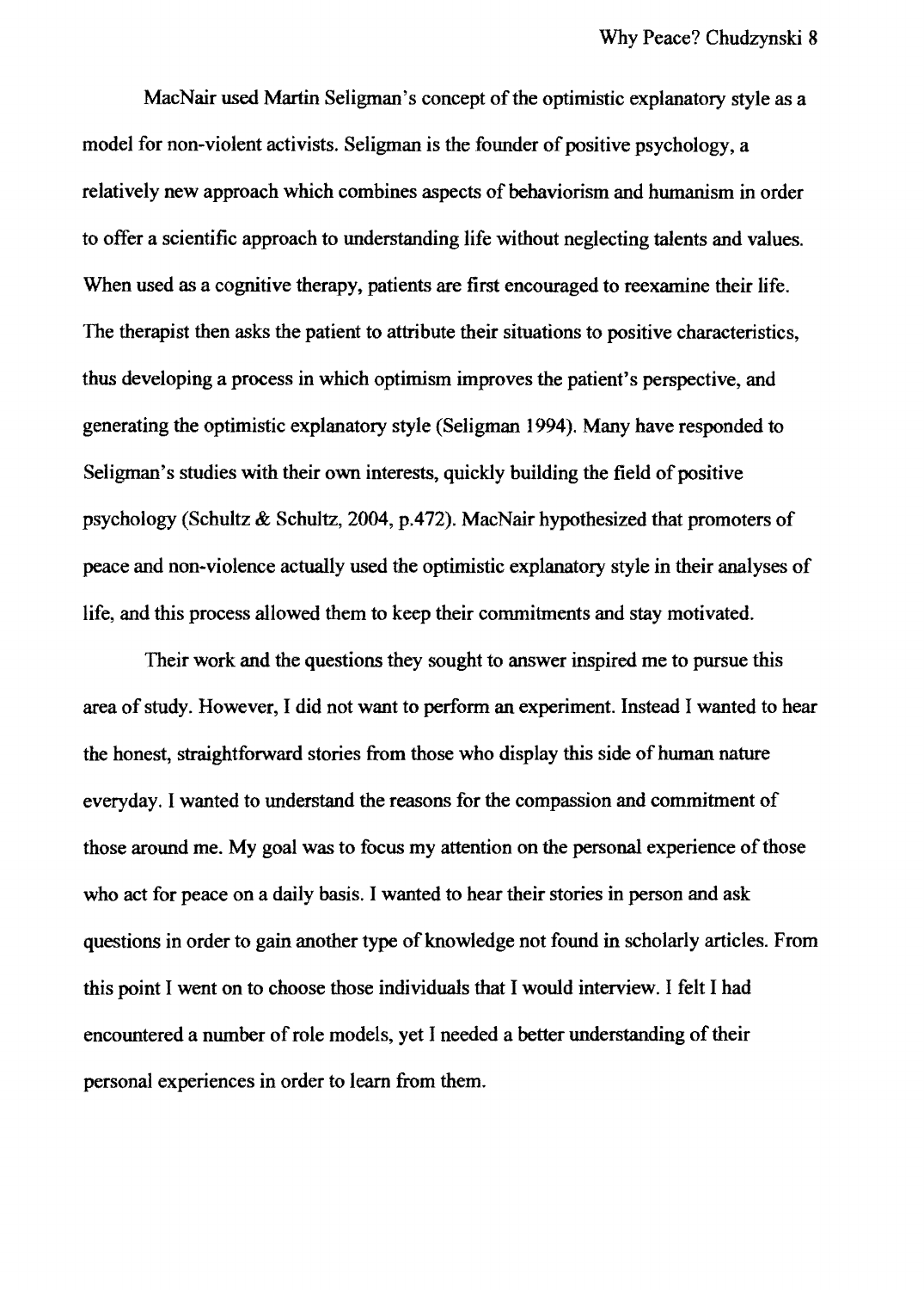MacNair used Martin Seligman's concept of the optimistic explanatory style as a model for non-violent activists. Seligman is the founder of positive psychology, a relatively new approach which combines aspects of behaviorism and humanism in order to offer a scientific approach to understanding life without neglecting talents and values. When used as a cognitive therapy, patients are first encouraged to reexamine their life. The therapist then asks the patient to attribute their situations to positive characteristics, thus developing a process in which optimism improves the patient's perspective, and generating the optimistic explanatory style (Seligman 1994). Many have responded to Seligman's studies with their own interests, quickly building the field of positive psychology (Schultz & Schultz, 2004, p.472). MacNair hypothesized that promoters of peace and non-violence actually used the optimistic explanatory style in their analyses of life, and this process allowed them to keep their commitments and stay motivated.

Their work and the questions they sought to answer inspired me to pursue this area of study. However, I did not want to perform an experiment. Instead I wanted to hear the honest, straightforward stories from those who display this side of human nature everyday. I wanted to understand the reasons for the compassion and commitment of those around me. My goal was to focus my attention on the personal experience of those who act for peace on a daily basis. I wanted to hear their stories in person and ask questions in order to gain another type of knowledge not found in scholarly articles. From this point I went on to choose those individuals that I would interview. I felt I had encountered a number of role models, yet I needed a better understanding of their personal experiences in order to learn from them.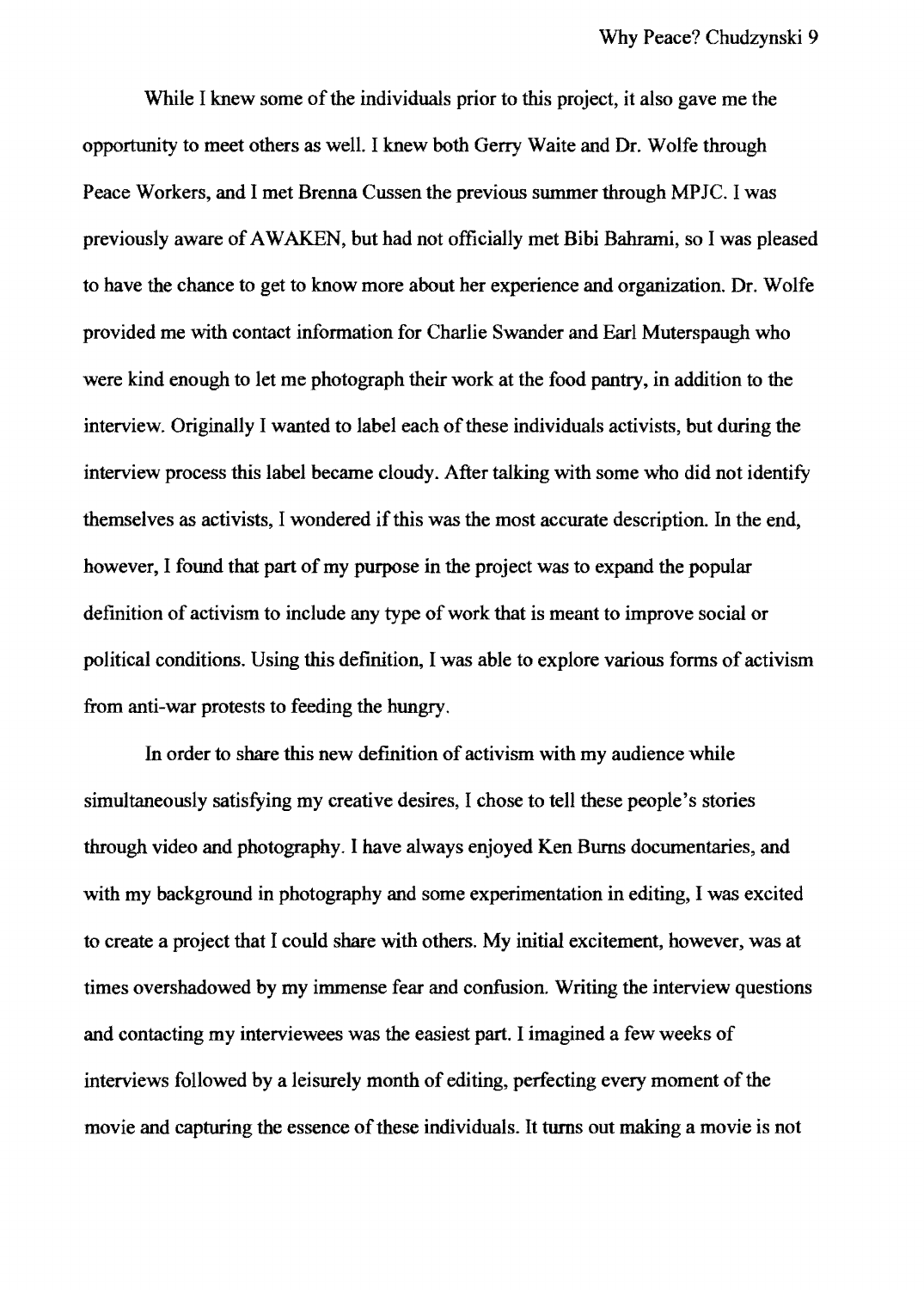While I knew some of the individuals prior to this project, it also gave me the opportunity to meet others as well. I knew both Gerry Waite and Dr. Wolfe through Peace Workers, and I met Brenna Cussen the previous summer through MPJC. I was previously aware of AWAKEN, but had not officially met Bibi Bahrami, so I was pleased to have the chance to get to know more about her experience and organization. Dr. Wolfe provided me with contact information for Charlie Swander and Earl Muterspaugh who were kind enough to let me photograph their work at the food pantry, in addition to the interview. Originally I wanted to label each of these individuals activists, but during the interview process this label became cloudy. After talking with some who did not identify themselves as activists, I wondered if this was the most accurate description. In the end, however, I found that part of my purpose in the project was to expand the popular definition of activism to include any type of work that is meant to improve social or political conditions. Using this definition, I was able to explore various forms of activism from anti-war protests to feeding the hungry.

In order to share this new definition of activism with my audience while simultaneously satisfying my creative desires, I chose to tell these people's stories through video and photography. I have always enjoyed Ken Burns documentaries, and with my background in photography and some experimentation in editing, I was excited to create a project that I could share with others. My initial excitement, however, was at times overshadowed by my immense fear and confusion. Writing the interview questions and contacting my interviewees was the easiest part. I imagined a few weeks of interviews followed by a leisurely month of editing, perfecting every moment of the movie and capturing the essence of these individuals. It turns out making a movie is not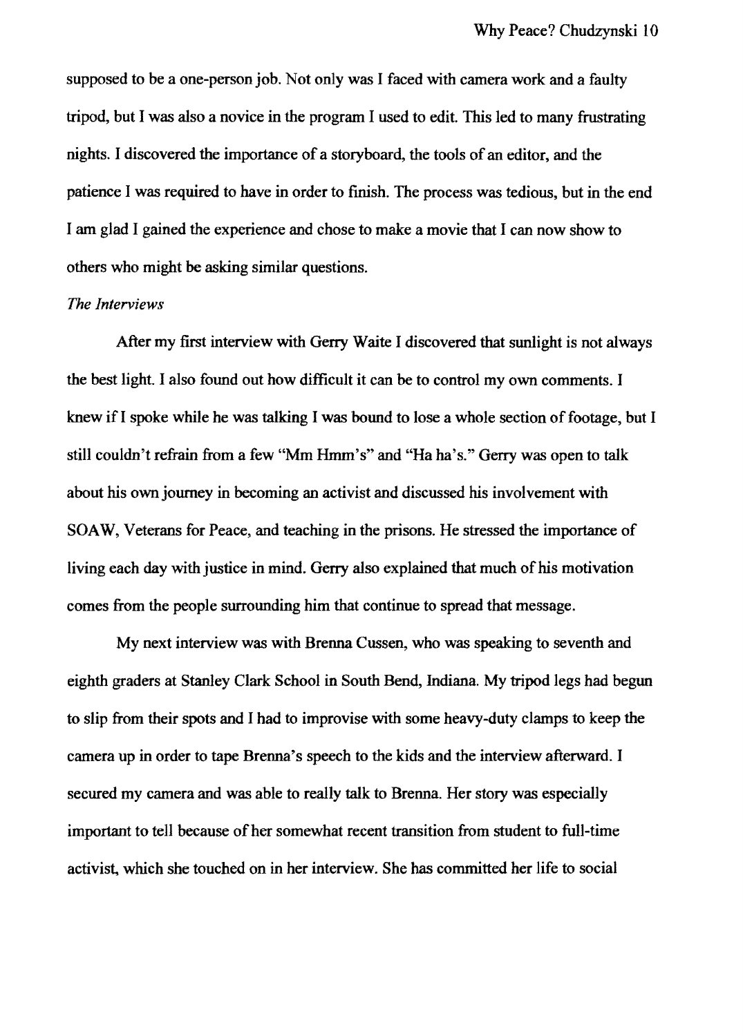supposed to be a one-person job. Not only was I faced with camera work and a faulty tripod, but I was also a novice in the program I used to edit. This led to many frustrating nights. I discovered the importance of a storyboard, the tools of an editor, and the patience I was required to have in order to finish. The process was tedious, but in the end I am glad I gained the experience and chose to make a movie that I can now show to others who might be asking similar questions.

*The Interviews*

After my first interview with Gerry Waite I discovered that sunlight is not always the best light. I also found out how difficult it can be to control my own comments. I knew if I spoke while he was talking I was bound to lose a whole section of footage, but I still couldn't refrain from a few "Mm Hmm's" and "Ha ha's." Gerry was open to talk about his own journey in becoming an activist and discussed his involvement with SOAW, Veterans for Peace, and teaching in the prisons. He stressed the importance of living each day with justice in mind. Gerry also explained that much of his motivation comes from the people surrounding him that continue to spread that message.

My next interview was with Brenna Cussen, who was speaking to seventh and eighth graders at Stanley Clark School in South Bend, Indiana. My tripod legs had begun to slip from their spots and I had to improvise with some heavy-duty clamps to keep the camera up in order to tape Brenna's speech to the kids and the interview afterward. I secured my camera and was able to really talk to Brenna. Her story was especially important to tell because of her somewhat recent transition from student to full-time activist, which she touched on in her interview. She has committed her life to social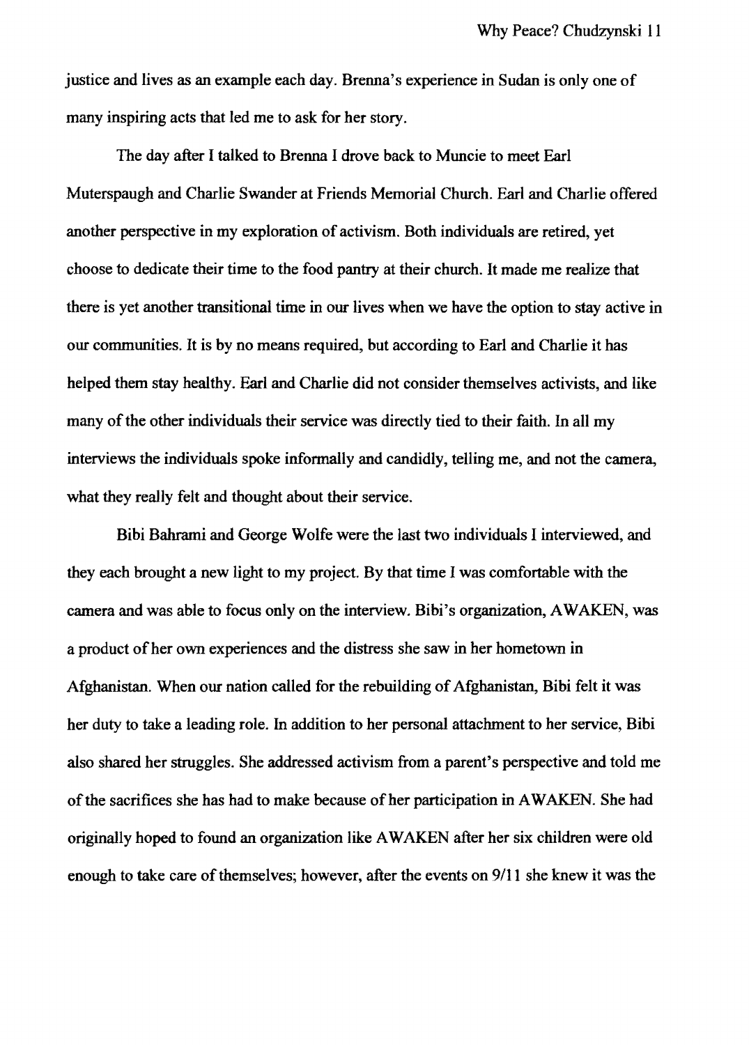justice and lives as an example each day. Brenna's experience in Sudan is only one of many inspiring acts that led me to ask for her story.

The day after I talked to Brenna I drove back to Muncie to meet Earl Muterspaugh and Charlie Swander at Friends Memorial Church. Earl and Charlie offered another perspective in my exploration of activism. Both individuals are retired, yet choose to dedicate their time to the food pantry at their church. It made me realize that there is yet another transitional time in our lives when we have the option to stay active in our communities. It is by no means required, but according to Earl and Charlie it has helped them stay healthy. Earl and Charlie did not consider themselves activists, and like many of the other individuals their service was directly tied to their faith. In all my interviews the individuals spoke informally and candidly, telling me, and not the camera, what they really felt and thought about their service.

Bibi Bahrami and George Wolfe were the last two individuals I interviewed, and they each brought a new light to my project. By that time I was comfortable with the camera and was able to focus only on the interview. Bibi's organization, AWAKEN, was a product of her own experiences and the distress she saw in her hometown in Afghanistan. When our nation called for the rebuilding of Afghanistan, Bibi felt it was her duty to take a leading role. In addition to her personal attachment to her service, Bibi also shared her struggles. She addressed activism from a parent's perspective and told me of the sacrifices she has had to make because of her participation in AWAKEN. She had originally hoped to found an organization like AWAKEN after her six children were old enough to take care of themselves; however, after the events on 9/11 she knew it was the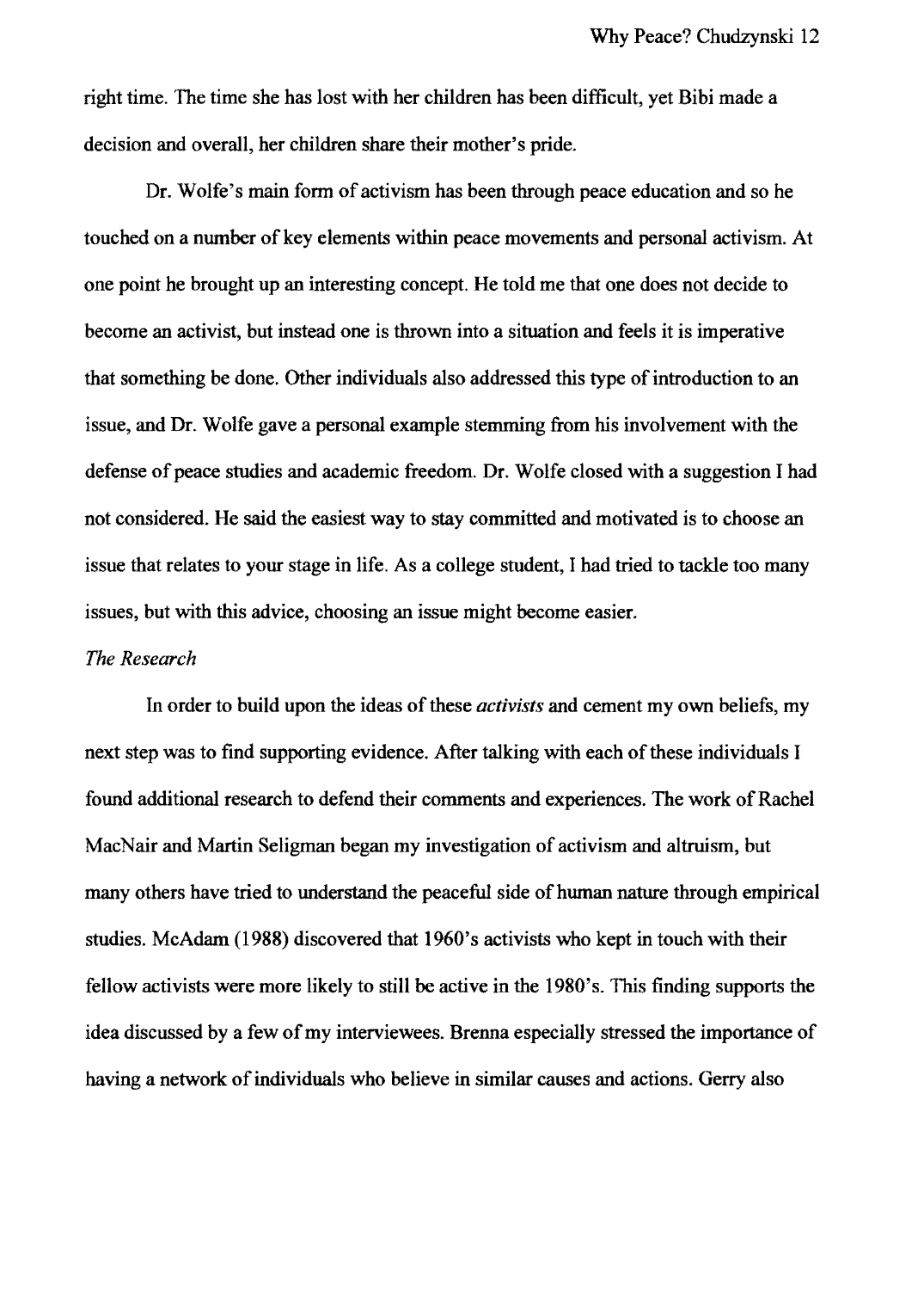right time. The time she has lost with her children has been difficult, yet Bibi made a decision and overall, her children share their mother's pride.

Dr. Wolfe's main form of activism has been through peace education and so he touched on a number of key elements within peace movements and personal activism. At one point he brought up an interesting concept. He told me that one does not decide to become an activist, but instead one is thrown into a situation and feels it is imperative that something be done. Other individuals also addressed this type of introduction to an issue, and Dr. Wolfe gave a personal example stemming from his involvement with the defense of peace studies and academic freedom. Dr. Wolfe closed with a suggestion I had not considered. He said the easiest way to stay committed and motivated is to choose an issue that relates to your stage in life. As a college student, I had tried to tackle too many issues, but with this advice, choosing an issue might become easier.

*The Research*

In order to build upon the ideas of these *activists* and cement my own beliefs, my next step was to find supporting evidence. After talking with each of these individuals I found additional research to defend their comments and experiences. The work of Rachel MacNair and Martin Seligman began my investigation of activism and altruism, but many others have tried to understand the peaceful side of human nature through empirical studies. McAdam (1988) discovered that 1960's activists who kept in touch with their fellow activists were more likely to still be active in the 1980's. This finding supports the idea discussed by a few of my interviewees. Brenna especially stressed the importance of having a network of individuals who believe in similar causes and actions. Gerry also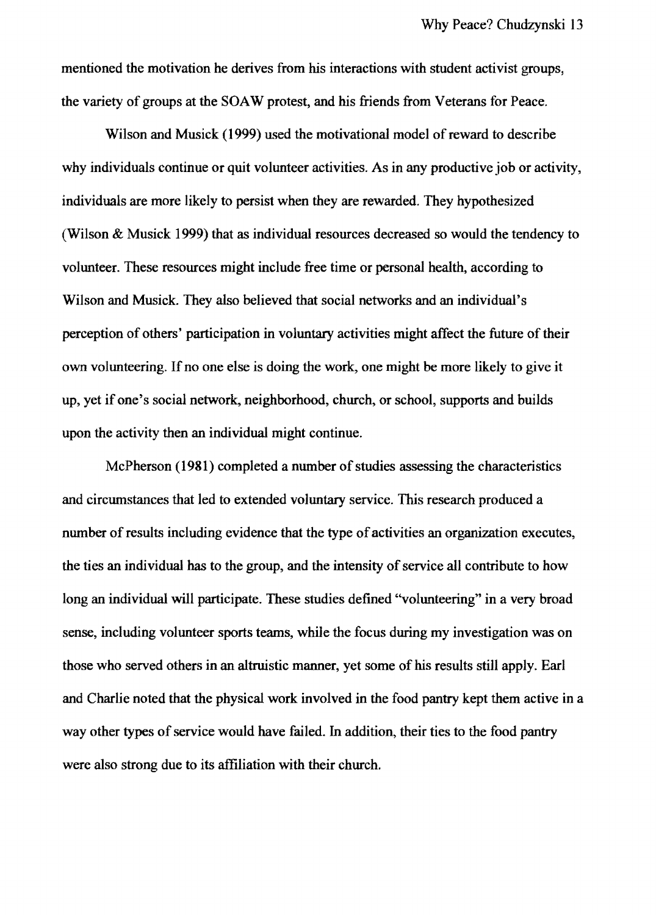mentioned the motivation he derives from his interactions with student activist groups, the variety of groups at the SOAW protest, and his friends from Veterans for Peace.

Wilson and Musick (1999) used the motivational model of reward to describe why individuals continue or quit volunteer activities. As in any productive job or activity, individuals are more likely to persist when they are rewarded. They hypothesized (Wilson & Musick 1999) that as individual resources decreased so would the tendency to volunteer. These resources might include free time or personal health, according to Wilson and Musick. They also believed that social networks and an individual's perception of others' participation in voluntary activities might affect the future of their own volunteering. If no one else is doing the work, one might be more likely to give it up, yet if one's social network, neighborhood, church, or school, supports and builds upon the activity then an individual might continue.

McPherson (1981) completed a number of studies assessing the characteristics and circumstances that led to extended voluntary service. This research produced a number of results including evidence that the type of activities an organization executes, the ties an individual has to the group, and the intensity of service all contribute to how long an individual will participate. These studies defined "volunteering" in a very broad sense, including volunteer sports teams, while the focus during my investigation was on those who served others in an altruistic manner, yet some of his results still apply. Earl and Charlie noted that the physical work involved in the food pantry kept them active in a way other types of service would have failed. In addition, their ties to the food pantry were also strong due to its affiliation with their church.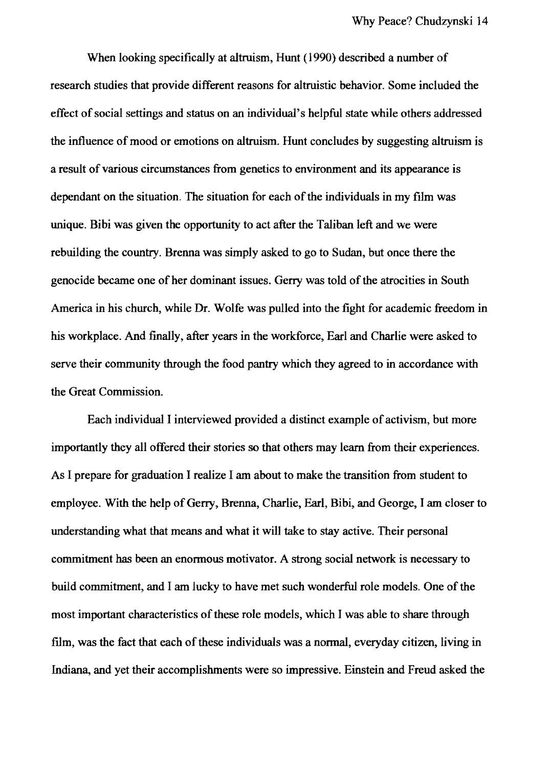When looking specifically at altruism, Hunt (1990) described a number of research studies that provide different reasons for altruistic behavior. Some included the effect of social settings and status on an individual's helpful state while others addressed the influence of mood or emotions on altruism. Hunt concludes by suggesting altruism is a result of various circumstances from genetics to environment and its appearance is dependant on the situation. The situation for each of the individuals in my film was unique. Bibi was given the opportunity to act after the Taliban left and we were rebuilding the country. Brenna was simply asked to go to Sudan, but once there the genocide became one of her dominant issues. Gerry was told of the atrocities in South America in his church, while Dr. Wolfe was pulled into the fight for academic freedom in his workplace. And finally, after years in the workforce, Earl and Charlie were asked to serve their community through the food pantry which they agreed to in accordance with the Great Commission.

Each individual I interviewed provided a distinct example of activism, but more importantly they all offered their stories so that others may learn from their experiences. As I prepare for graduation I realize I am about to make the transition from student to employee. With the help of Gerry, Brenna, Charlie, Earl, Bibi, and George, I am closer to understanding what that means and what it will take to stay active. Their personal commitment has been an enormous motivator. A strong social network is necessary to build commitment, and I am lucky to have met such wonderful role models. One of the most important characteristics of these role models, which I was able to share through film, was the fact that each of these individuals was a normal, everyday citizen, living in Indiana, and yet their accomplishments were so impressive. Einstein and Freud asked the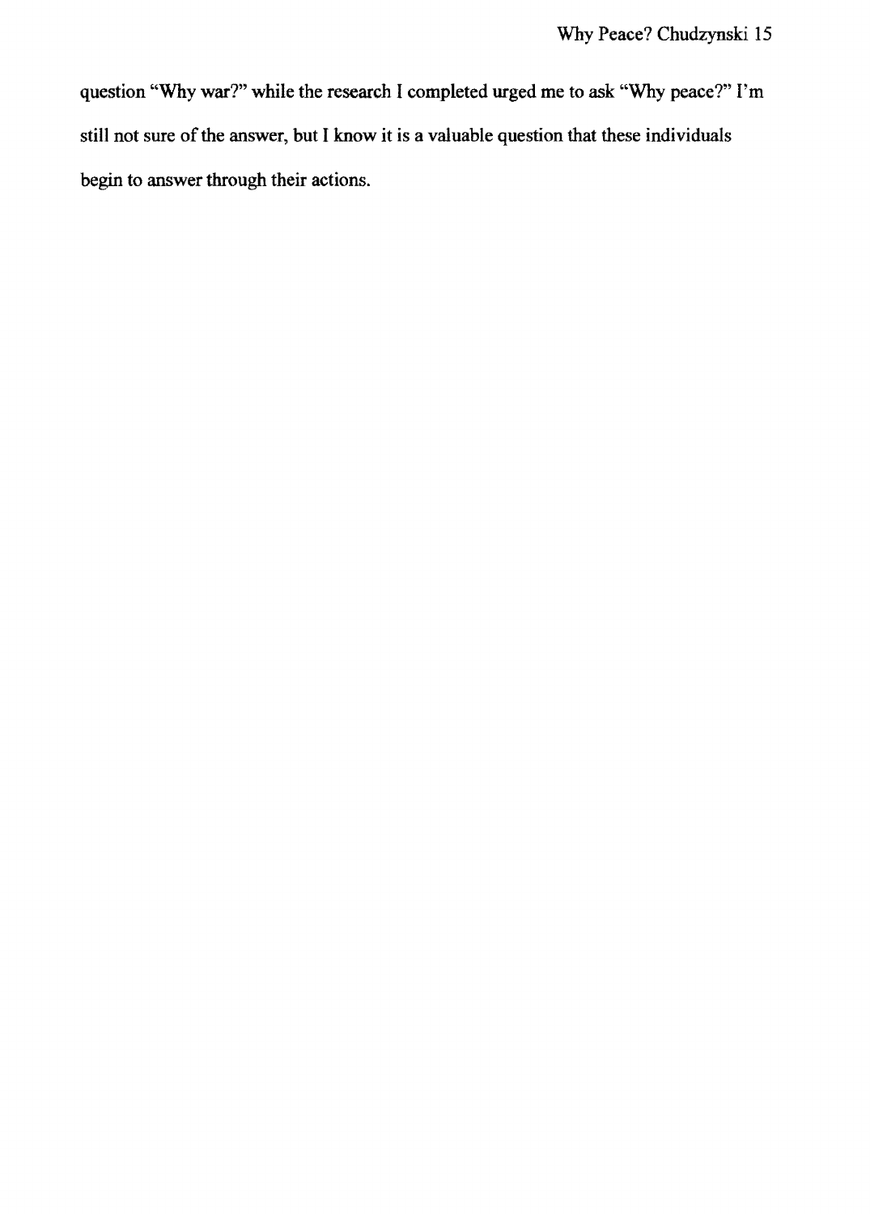question "Why war?" while the research I completed urged me to ask "Why peace?" I'm still not sure of the answer, but I know it is a valuable question that these individuals begin to answer through their actions.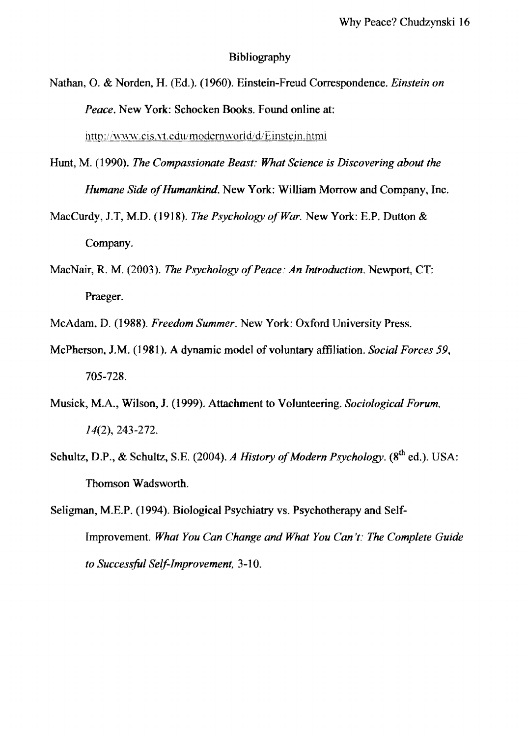# Bibliography

Nathan, O. & Norden, H. (Ed.). (1960). Einstein-Freud Correspondence. *Einstein on Peace*. New York: Schocken Books. Found online at: http://www.cis.vt.edu/modernworld/d/Einstein.html

Hunt, M. (1990). *The Compassionate Beast: What Science is Discovering about the Humane Side of Humankind.* New York: William Morrow and Company, Inc.

MacCurdy, J.T, M.D. (1918). *The Psychology of War.* New York: E.P. Dutton & Company.

MacNair, R. M. (2003). *The Psychology of Peace: An Introduction.* Newport, CT: Praeger.

McAdam, D. (1988). *Freedom Summer.* New York: Oxford University Press.

McPherson, J.M. (1981). A dynamic model of voluntary affiliation. *Social Forces 59*, 705-728.

Musick, M.A., Wilson, J. (1999). Attachment to Volunteering. *Sociological Forum, 14*(2), 243-272.

Schultz, D.P., & Schultz, S.E. (2004). *A History of Modern Psychology.* (8th ed.). USA: Thomson Wadsworth.

Seligman, M.E.P. (1994). Biological Psychiatry vs. Psychotherapy and Self-Improvement. *What You Can Change and What You Can't: The Complete Guide to Successful Self-Improvement,* 3-10.